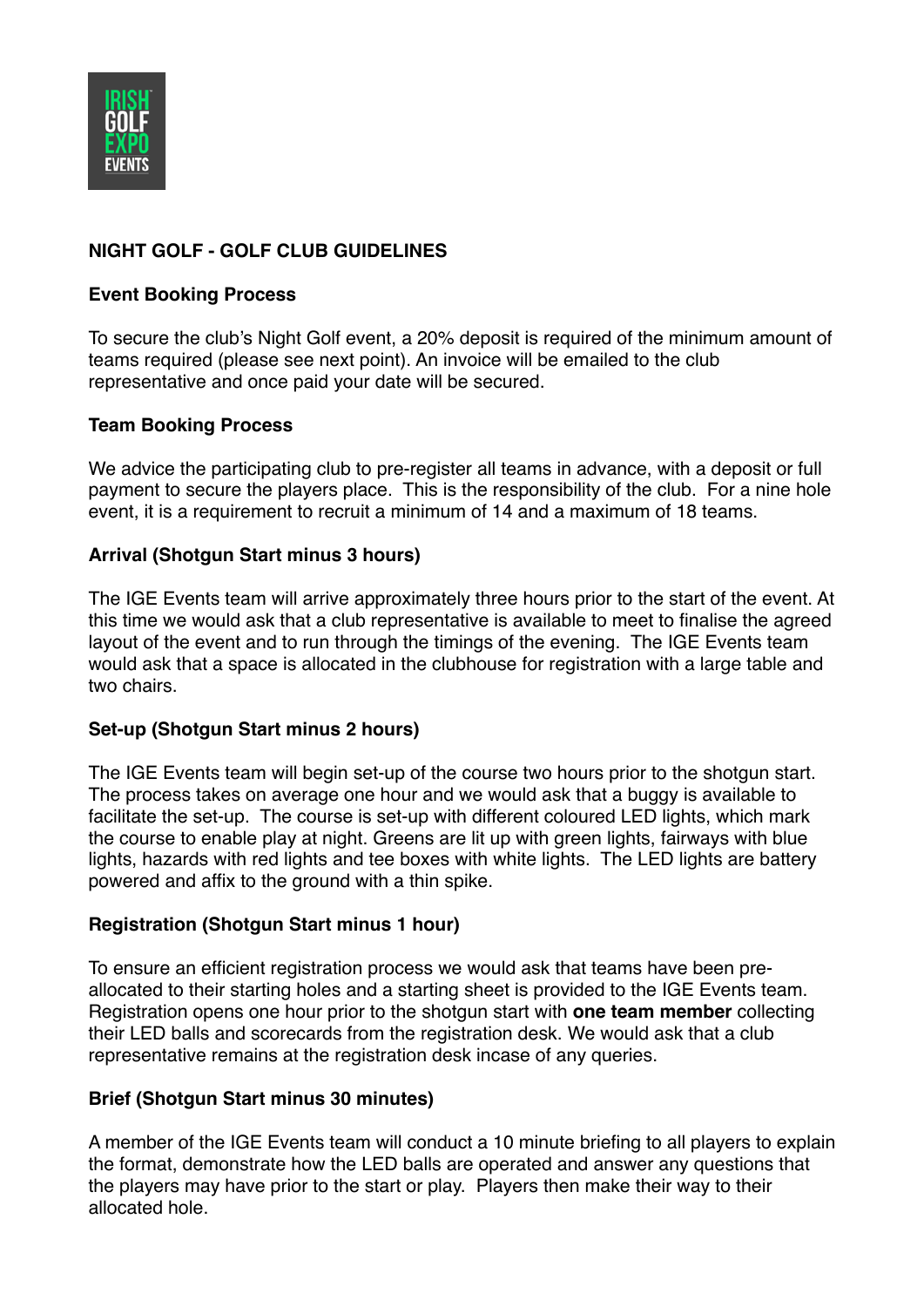IRISH GOLF EXPO EVENTS

## NIGHT GOLF - GOLF CLUB GUIDELINES

### Event Booking Process

To secure the club's Night Golf event, a 20% deposit is required of the minimum amount of teams required (please see next point). An invoice will be emailed to the club representative and once paid your date will be secured.

### Team Booking Process

We advice the participating club to pre-register all teams in advance, with a deposit or full payment to secure the players place. This is the responsibility of the club. For a nine hole event, it is a requirement to recruit a minimum of 14 and a maximum of 18 teams.

### Arrival (Shotgun Start minus 3 hours)

The IGE Events team will arrive approximately three hours prior to the start of the event. At this time we would ask that a club representative is available to meet to finalise the agreed layout of the event and to run through the timings of the evening. The IGE Events team would ask that a space is allocated in the clubhouse for registration with a large table and two chairs.

### Set-up (Shotgun Start minus 2 hours)

The IGE Events team will begin set-up of the course two hours prior to the shotgun start. The process takes on average one hour and we would ask that a buggy is available to facilitate the set-up. The course is set-up with different coloured LED lights, which mark the course to enable play at night. Greens are lit up with green lights, fairways with blue lights, hazards with red lights and tee boxes with white lights. The LED lights are battery powered and affix to the ground with a thin spike.

### Registration (Shotgun Start minus 1 hour)

To ensure an efficient registration process we would ask that teams have been pre-allocated to their starting holes and a starting sheet is provided to the IGE Events team. Registration opens one hour prior to the shotgun start with **one team member** collecting their LED balls and scorecards from the registration desk. We would ask that a club representative remains at the registration desk incase of any queries.

### Brief (Shotgun Start minus 30 minutes)

A member of the IGE Events team will conduct a 10 minute briefing to all players to explain the format, demonstrate how the LED balls are operated and answer any questions that the players may have prior to the start or play. Players then make their way to their allocated hole.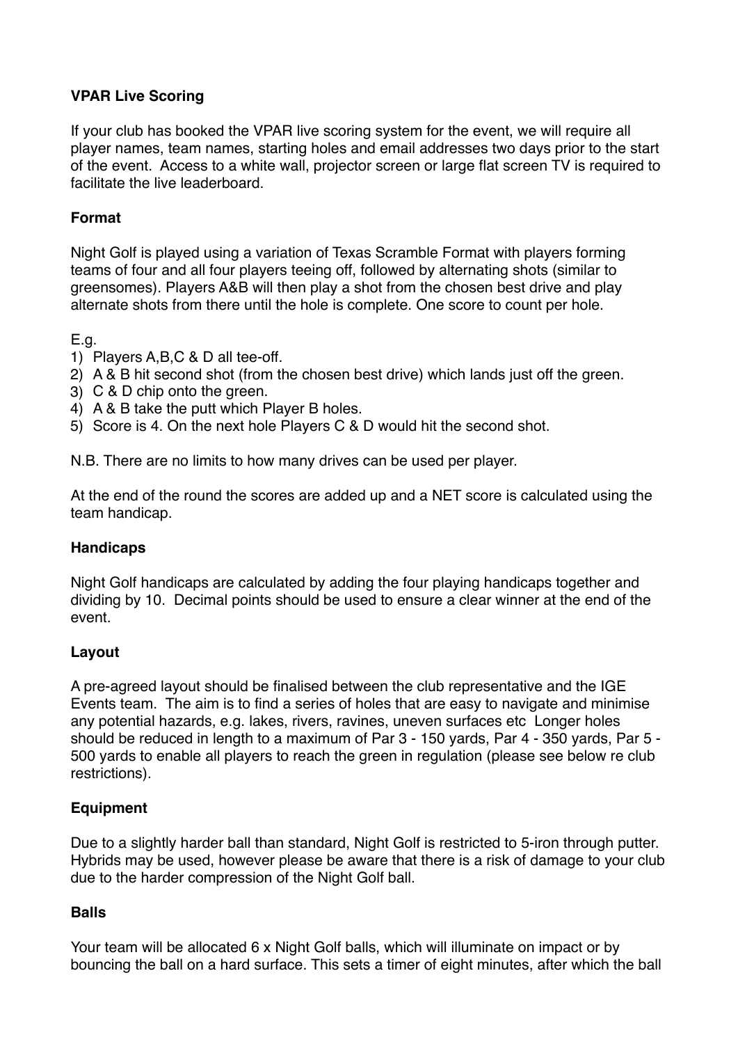**VPAR Live Scoring**

If your club has booked the VPAR live scoring system for the event, we will require all player names, team names, starting holes and email addresses two days prior to the start of the event. Access to a white wall, projector screen or large flat screen TV is required to facilitate the live leaderboard.

**Format**

Night Golf is played using a variation of Texas Scramble Format with players forming teams of four and all four players teeing off, followed by alternating shots (similar to greensomes). Players A&B will then play a shot from the chosen best drive and play alternate shots from there until the hole is complete. One score to count per hole.

E.g.

1) Players A,B,C & D all tee-off.
2) A & B hit second shot (from the chosen best drive) which lands just off the green.
3) C & D chip onto the green.
4) A & B take the putt which Player B holes.
5) Score is 4. On the next hole Players C & D would hit the second shot.

N.B. There are no limits to how many drives can be used per player.

At the end of the round the scores are added up and a NET score is calculated using the team handicap.

**Handicaps**

Night Golf handicaps are calculated by adding the four playing handicaps together and dividing by 10. Decimal points should be used to ensure a clear winner at the end of the event.

**Layout**

A pre-agreed layout should be finalised between the club representative and the IGE Events team. The aim is to find a series of holes that are easy to navigate and minimise any potential hazards, e.g. lakes, rivers, ravines, uneven surfaces etc Longer holes should be reduced in length to a maximum of Par 3 - 150 yards, Par 4 - 350 yards, Par 5 - 500 yards to enable all players to reach the green in regulation (please see below re club restrictions).

**Equipment**

Due to a slightly harder ball than standard, Night Golf is restricted to 5-iron through putter. Hybrids may be used, however please be aware that there is a risk of damage to your club due to the harder compression of the Night Golf ball.

**Balls**

Your team will be allocated 6 x Night Golf balls, which will illuminate on impact or by bouncing the ball on a hard surface. This sets a timer of eight minutes, after which the ball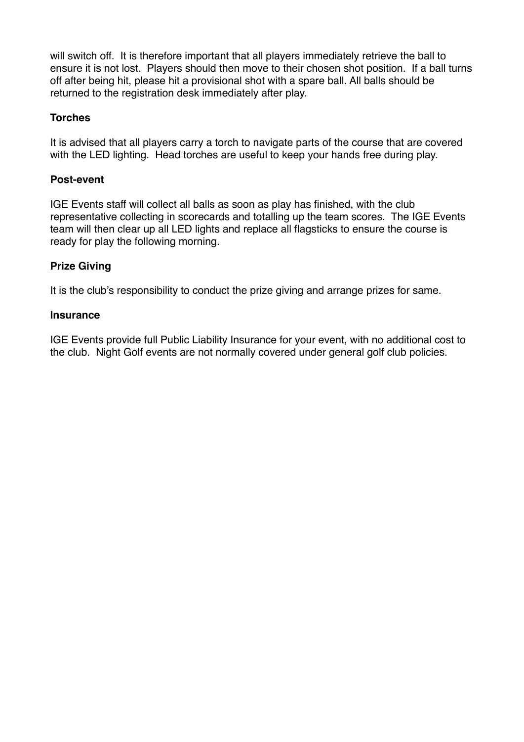will switch off. It is therefore important that all players immediately retrieve the ball to ensure it is not lost. Players should then move to their chosen shot position. If a ball turns off after being hit, please hit a provisional shot with a spare ball. All balls should be returned to the registration desk immediately after play.

**Torches**

It is advised that all players carry a torch to navigate parts of the course that are covered with the LED lighting. Head torches are useful to keep your hands free during play.

**Post-event**

IGE Events staff will collect all balls as soon as play has finished, with the club representative collecting in scorecards and totalling up the team scores. The IGE Events team will then clear up all LED lights and replace all flagsticks to ensure the course is ready for play the following morning.

**Prize Giving**

It is the club's responsibility to conduct the prize giving and arrange prizes for same.

**Insurance**

IGE Events provide full Public Liability Insurance for your event, with no additional cost to the club. Night Golf events are not normally covered under general golf club policies.